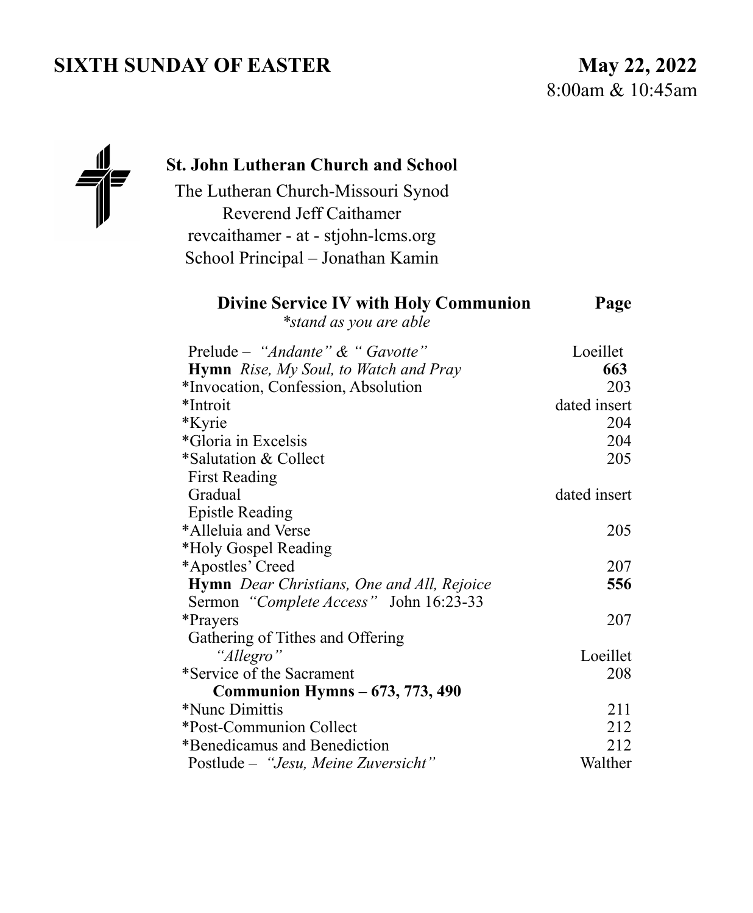# SIXTH SUNDAY OF EASTER

**May 22, 2022**
8:00am & 10:45am

**St. John Lutheran Church and School**
The Lutheran Church-Missouri Synod
Reverend Jeff Caithamer
revcaithamer - at - stjohn-lcms.org
School Principal – Jonathan Kamin

| **Divine Service IV with Holy Communion** *\*stand as you are able* | **Page** |
|---|---|
| Prelude – *"Andante" & " Gavotte"* | Loeillet |
| **Hymn** *Rise, My Soul, to Watch and Pray* | **663** |
| *Invocation, Confession, Absolution | 203 |
| *Introit | dated insert |
| *Kyrie | 204 |
| *Gloria in Excelsis | 204 |
| *Salutation & Collect | 205 |
| First Reading | |
| Gradual | dated insert |
| Epistle Reading | |
| *Alleluia and Verse | 205 |
| *Holy Gospel Reading | |
| *Apostles' Creed | 207 |
| **Hymn** *Dear Christians, One and All, Rejoice* | **556** |
| Sermon *"Complete Access"* John 16:23-33 | |
| *Prayers | 207 |
| Gathering of Tithes and Offering | |
| *"Allegro"* | Loeillet |
| *Service of the Sacrament | 208 |
| **Communion Hymns – 673, 773, 490** | |
| *Nunc Dimittis | 211 |
| *Post-Communion Collect | 212 |
| *Benedicamus and Benediction | 212 |
| Postlude – *"Jesu, Meine Zuversicht"* | Walther |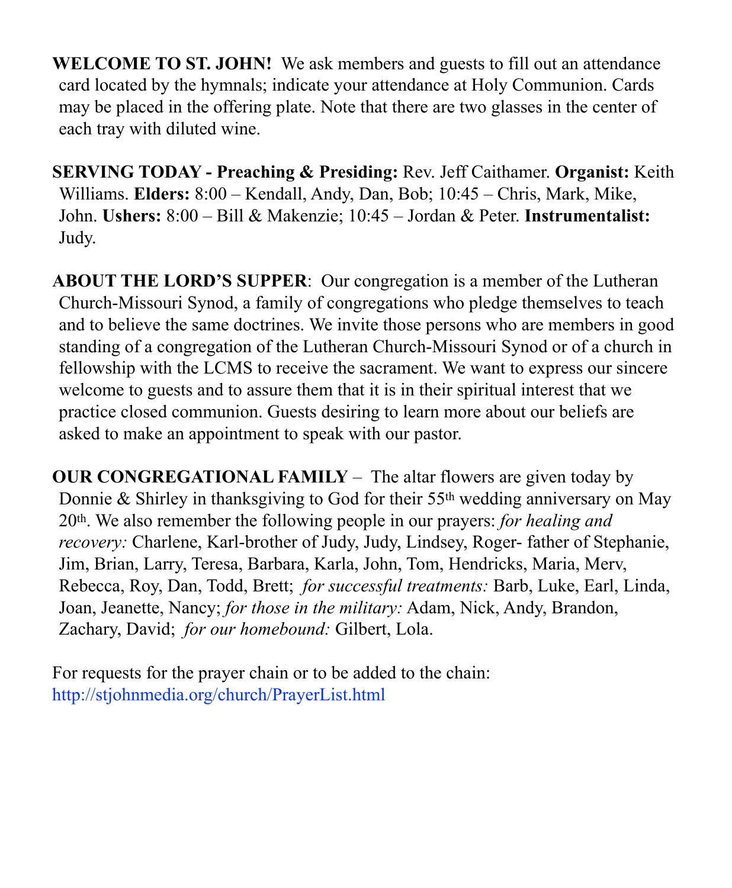**WELCOME TO ST. JOHN!** We ask members and guests to fill out an attendance card located by the hymnals; indicate your attendance at Holy Communion. Cards may be placed in the offering plate. Note that there are two glasses in the center of each tray with diluted wine.

**SERVING TODAY - Preaching & Presiding:** Rev. Jeff Caithamer. **Organist:** Keith Williams. **Elders:** 8:00 – Kendall, Andy, Dan, Bob; 10:45 – Chris, Mark, Mike, John. **Ushers:** 8:00 – Bill & Makenzie; 10:45 – Jordan & Peter. **Instrumentalist:** Judy.

**ABOUT THE LORD'S SUPPER**: Our congregation is a member of the Lutheran Church-Missouri Synod, a family of congregations who pledge themselves to teach and to believe the same doctrines. We invite those persons who are members in good standing of a congregation of the Lutheran Church-Missouri Synod or of a church in fellowship with the LCMS to receive the sacrament. We want to express our sincere welcome to guests and to assure them that it is in their spiritual interest that we practice closed communion. Guests desiring to learn more about our beliefs are asked to make an appointment to speak with our pastor.

**OUR CONGREGATIONAL FAMILY** – The altar flowers are given today by Donnie & Shirley in thanksgiving to God for their 55th wedding anniversary on May 20th. We also remember the following people in our prayers: *for healing and recovery:* Charlene, Karl-brother of Judy, Judy, Lindsey, Roger- father of Stephanie, Jim, Brian, Larry, Teresa, Barbara, Karla, John, Tom, Hendricks, Maria, Merv, Rebecca, Roy, Dan, Todd, Brett; *for successful treatments:* Barb, Luke, Earl, Linda, Joan, Jeanette, Nancy; *for those in the military:* Adam, Nick, Andy, Brandon, Zachary, David; *for our homebound:* Gilbert, Lola.

For requests for the prayer chain or to be added to the chain: http://stjohnmedia.org/church/PrayerList.html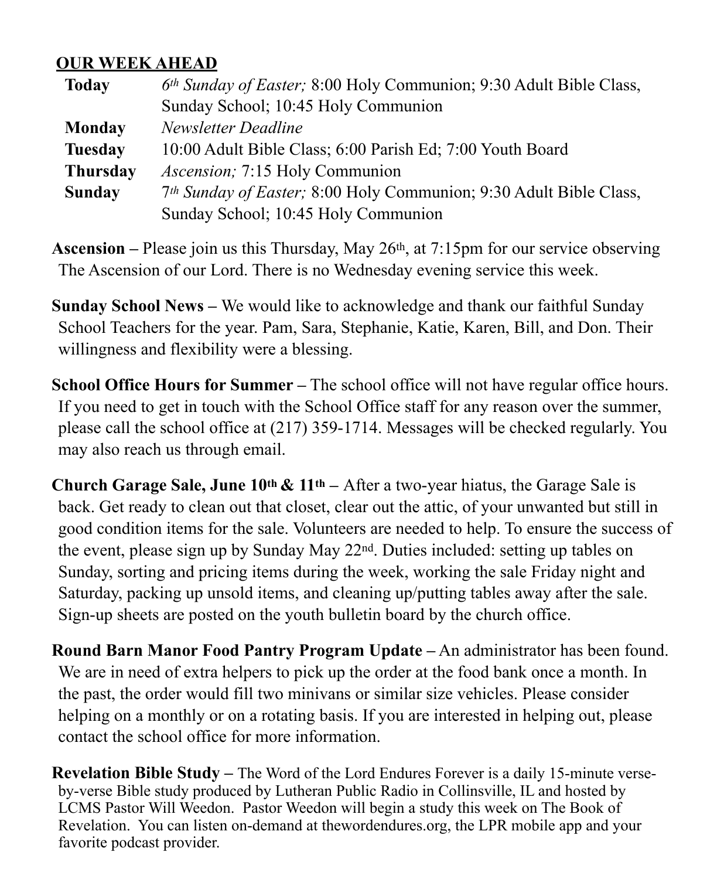## OUR WEEK AHEAD

| | |
|---|---|
| **Today** | *6th Sunday of Easter;* 8:00 Holy Communion; 9:30 Adult Bible Class, Sunday School; 10:45 Holy Communion |
| **Monday** | *Newsletter Deadline* |
| **Tuesday** | 10:00 Adult Bible Class; 6:00 Parish Ed; 7:00 Youth Board |
| **Thursday** | *Ascension;* 7:15 Holy Communion |
| **Sunday** | *7th Sunday of Easter;* 8:00 Holy Communion; 9:30 Adult Bible Class, Sunday School; 10:45 Holy Communion |

**Ascension –** Please join us this Thursday, May 26th, at 7:15pm for our service observing The Ascension of our Lord. There is no Wednesday evening service this week.

**Sunday School News –** We would like to acknowledge and thank our faithful Sunday School Teachers for the year. Pam, Sara, Stephanie, Katie, Karen, Bill, and Don. Their willingness and flexibility were a blessing.

**School Office Hours for Summer –** The school office will not have regular office hours. If you need to get in touch with the School Office staff for any reason over the summer, please call the school office at (217) 359-1714. Messages will be checked regularly. You may also reach us through email.

**Church Garage Sale, June 10th & 11th –** After a two-year hiatus, the Garage Sale is back. Get ready to clean out that closet, clear out the attic, of your unwanted but still in good condition items for the sale. Volunteers are needed to help. To ensure the success of the event, please sign up by Sunday May 22nd. Duties included: setting up tables on Sunday, sorting and pricing items during the week, working the sale Friday night and Saturday, packing up unsold items, and cleaning up/putting tables away after the sale. Sign-up sheets are posted on the youth bulletin board by the church office.

**Round Barn Manor Food Pantry Program Update –** An administrator has been found. We are in need of extra helpers to pick up the order at the food bank once a month. In the past, the order would fill two minivans or similar size vehicles. Please consider helping on a monthly or on a rotating basis. If you are interested in helping out, please contact the school office for more information.

**Revelation Bible Study –** The Word of the Lord Endures Forever is a daily 15-minute verse-by-verse Bible study produced by Lutheran Public Radio in Collinsville, IL and hosted by LCMS Pastor Will Weedon. Pastor Weedon will begin a study this week on The Book of Revelation. You can listen on-demand at thewordendures.org, the LPR mobile app and your favorite podcast provider.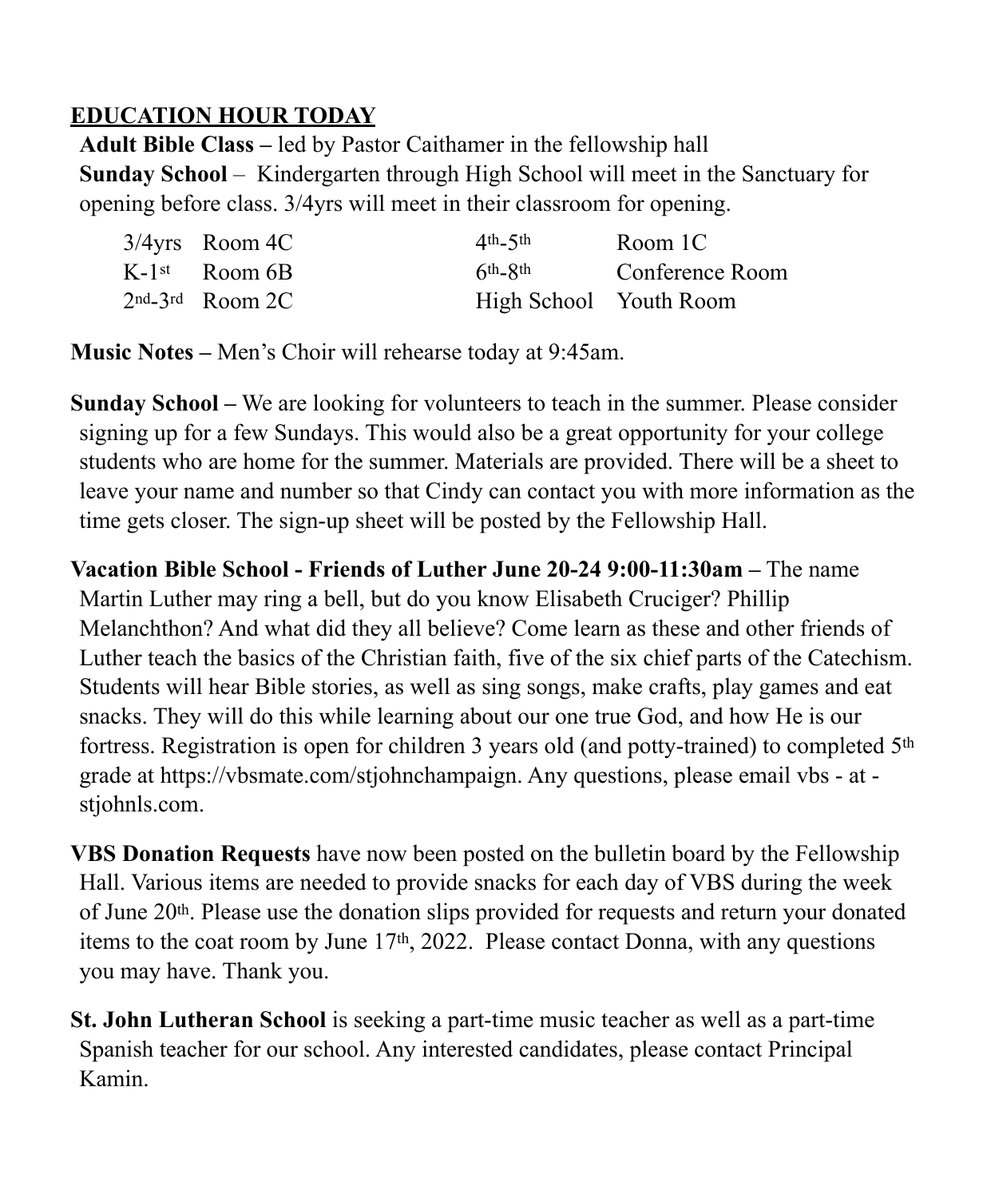**EDUCATION HOUR TODAY**

**Adult Bible Class –** led by Pastor Caithamer in the fellowship hall

**Sunday School** – Kindergarten through High School will meet in the Sanctuary for opening before class. 3/4yrs will meet in their classroom for opening.

| | | | |
|---|---|---|---|
| 3/4yrs | Room 4C | 4th-5th | Room 1C |
| K-1st | Room 6B | 6th-8th | Conference Room |
| 2nd-3rd | Room 2C | High School | Youth Room |

**Music Notes –** Men's Choir will rehearse today at 9:45am.

**Sunday School –** We are looking for volunteers to teach in the summer. Please consider signing up for a few Sundays. This would also be a great opportunity for your college students who are home for the summer. Materials are provided. There will be a sheet to leave your name and number so that Cindy can contact you with more information as the time gets closer. The sign-up sheet will be posted by the Fellowship Hall.

**Vacation Bible School - Friends of Luther June 20-24 9:00-11:30am –** The name Martin Luther may ring a bell, but do you know Elisabeth Cruciger? Phillip Melanchthon? And what did they all believe? Come learn as these and other friends of Luther teach the basics of the Christian faith, five of the six chief parts of the Catechism. Students will hear Bible stories, as well as sing songs, make crafts, play games and eat snacks. They will do this while learning about our one true God, and how He is our fortress. Registration is open for children 3 years old (and potty-trained) to completed 5th grade at https://vbsmate.com/stjohnchampaign. Any questions, please email vbs - at - stjohnls.com.

**VBS Donation Requests** have now been posted on the bulletin board by the Fellowship Hall. Various items are needed to provide snacks for each day of VBS during the week of June 20th. Please use the donation slips provided for requests and return your donated items to the coat room by June 17th, 2022. Please contact Donna, with any questions you may have. Thank you.

**St. John Lutheran School** is seeking a part-time music teacher as well as a part-time Spanish teacher for our school. Any interested candidates, please contact Principal Kamin.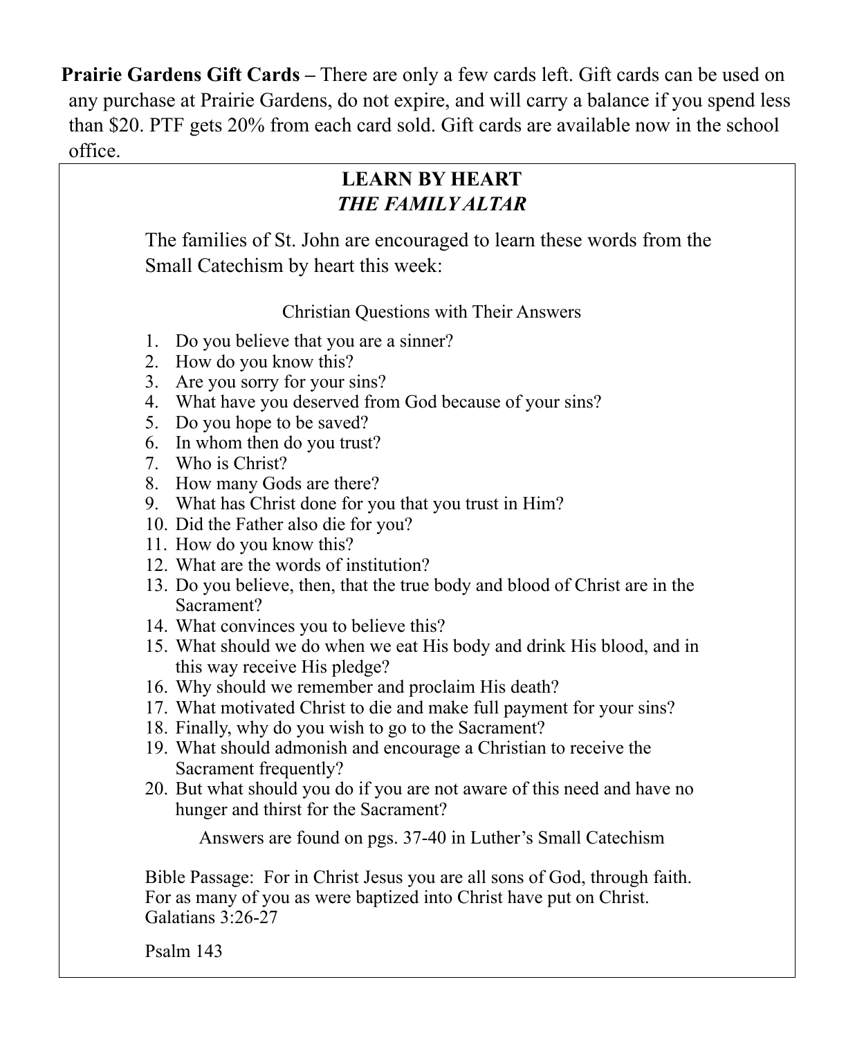**Prairie Gardens Gift Cards –** There are only a few cards left. Gift cards can be used on any purchase at Prairie Gardens, do not expire, and will carry a balance if you spend less than $20. PTF gets 20% from each card sold. Gift cards are available now in the school office.

## LEARN BY HEART
### *THE FAMILY ALTAR*

The families of St. John are encouraged to learn these words from the Small Catechism by heart this week:

Christian Questions with Their Answers

1. Do you believe that you are a sinner?
2. How do you know this?
3. Are you sorry for your sins?
4. What have you deserved from God because of your sins?
5. Do you hope to be saved?
6. In whom then do you trust?
7. Who is Christ?
8. How many Gods are there?
9. What has Christ done for you that you trust in Him?
10. Did the Father also die for you?
11. How do you know this?
12. What are the words of institution?
13. Do you believe, then, that the true body and blood of Christ are in the Sacrament?
14. What convinces you to believe this?
15. What should we do when we eat His body and drink His blood, and in this way receive His pledge?
16. Why should we remember and proclaim His death?
17. What motivated Christ to die and make full payment for your sins?
18. Finally, why do you wish to go to the Sacrament?
19. What should admonish and encourage a Christian to receive the Sacrament frequently?
20. But what should you do if you are not aware of this need and have no hunger and thirst for the Sacrament?

Answers are found on pgs. 37-40 in Luther's Small Catechism

Bible Passage: For in Christ Jesus you are all sons of God, through faith. For as many of you as were baptized into Christ have put on Christ. Galatians 3:26-27

Psalm 143